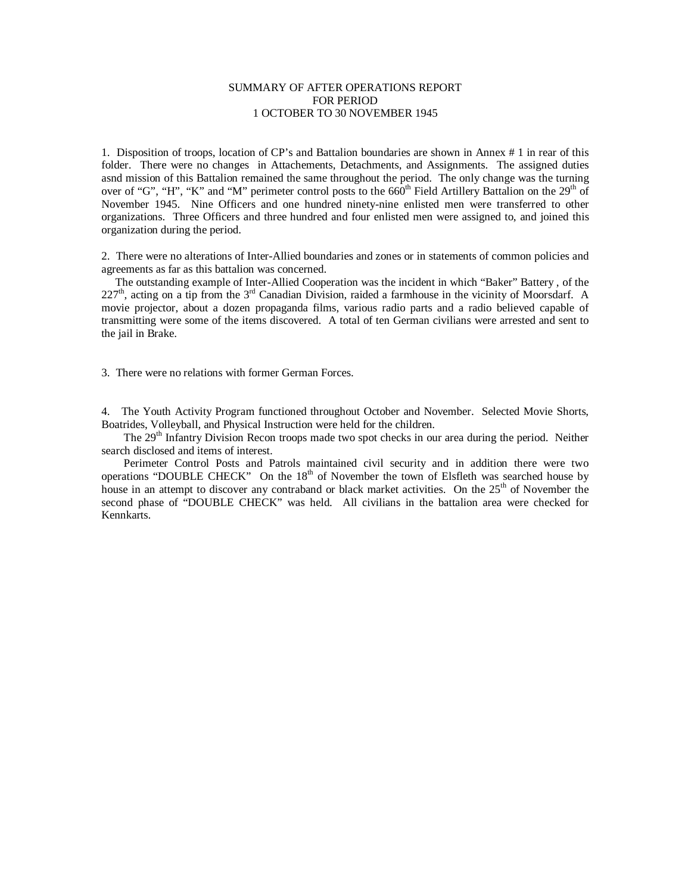SUMMARY OF AFTER OPERATIONS REPORT
FOR PERIOD
1 OCTOBER TO 30 NOVEMBER 1945

1. Disposition of troops, location of CP's and Battalion boundaries are shown in Annex # 1 in rear of this folder. There were no changes in Attachements, Detachments, and Assignments. The assigned duties asnd mission of this Battalion remained the same throughout the period. The only change was the turning over of "G", "H", "K" and "M" perimeter control posts to the 660th Field Artillery Battalion on the 29th of November 1945. Nine Officers and one hundred ninety-nine enlisted men were transferred to other organizations. Three Officers and three hundred and four enlisted men were assigned to, and joined this organization during the period.

2. There were no alterations of Inter-Allied boundaries and zones or in statements of common policies and agreements as far as this battalion was concerned.

The outstanding example of Inter-Allied Cooperation was the incident in which "Baker" Battery , of the 227th, acting on a tip from the 3rd Canadian Division, raided a farmhouse in the vicinity of Moorsdarf. A movie projector, about a dozen propaganda films, various radio parts and a radio believed capable of transmitting were some of the items discovered. A total of ten German civilians were arrested and sent to the jail in Brake.

3. There were no relations with former German Forces.

4. The Youth Activity Program functioned throughout October and November. Selected Movie Shorts, Boatrides, Volleyball, and Physical Instruction were held for the children.

The 29th Infantry Division Recon troops made two spot checks in our area during the period. Neither search disclosed and items of interest.

Perimeter Control Posts and Patrols maintained civil security and in addition there were two operations "DOUBLE CHECK" On the 18th of November the town of Elsfleth was searched house by house in an attempt to discover any contraband or black market activities. On the 25th of November the second phase of "DOUBLE CHECK" was held. All civilians in the battalion area were checked for Kennkarts.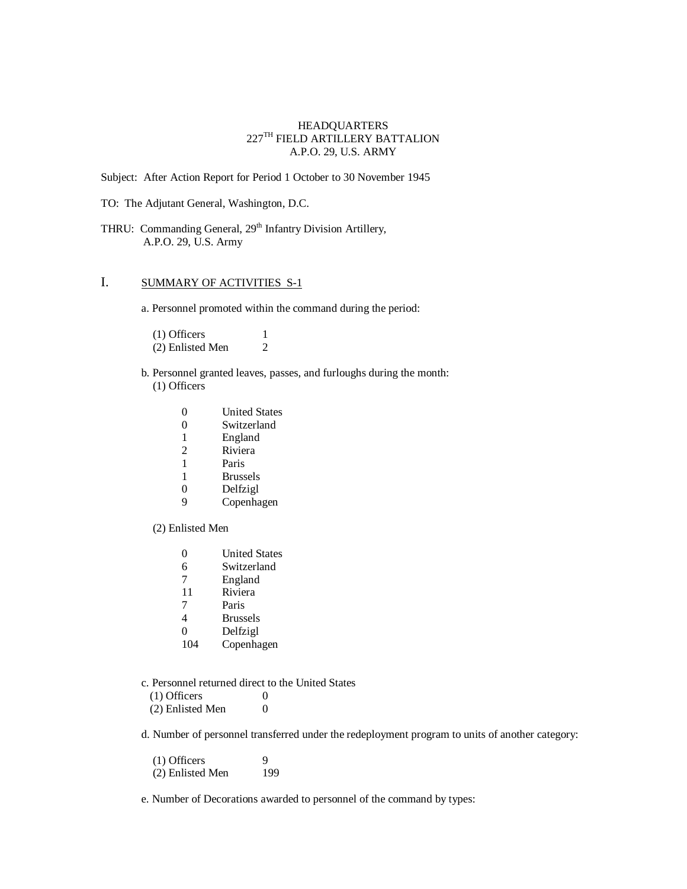HEADQUARTERS
227TH FIELD ARTILLERY BATTALION
A.P.O. 29, U.S. ARMY

Subject: After Action Report for Period 1 October to 30 November 1945

TO: The Adjutant General, Washington, D.C.

THRU: Commanding General, 29th Infantry Division Artillery,
A.P.O. 29, U.S. Army

# I. SUMMARY OF ACTIVITIES S-1

a. Personnel promoted within the command during the period:

(1) Officers 1
(2) Enlisted Men 2

b. Personnel granted leaves, passes, and furloughs during the month:

(1) Officers

| | |
|---|---|
| 0 | United States |
| 0 | Switzerland |
| 1 | England |
| 2 | Riviera |
| 1 | Paris |
| 1 | Brussels |
| 0 | Delfzigl |
| 9 | Copenhagen |

(2) Enlisted Men

| | |
|---|---|
| 0 | United States |
| 6 | Switzerland |
| 7 | England |
| 11 | Riviera |
| 7 | Paris |
| 4 | Brussels |
| 0 | Delfzigl |
| 104 | Copenhagen |

c. Personnel returned direct to the United States

(1) Officers 0
(2) Enlisted Men 0

d. Number of personnel transferred under the redeployment program to units of another category:

(1) Officers 9
(2) Enlisted Men 199

e. Number of Decorations awarded to personnel of the command by types: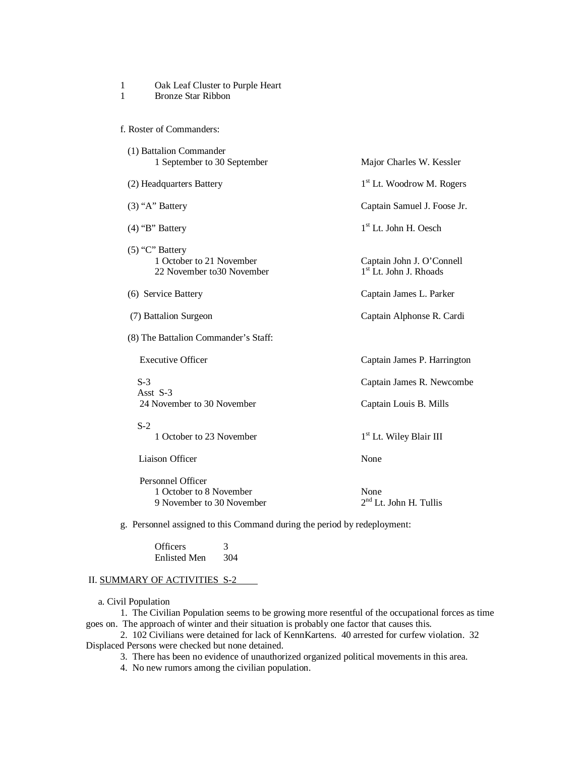1 Oak Leaf Cluster to Purple Heart
1 Bronze Star Ribbon

f. Roster of Commanders:

| | |
|---|---|
| (1) Battalion Commander | |
| 1 September to 30 September | Major Charles W. Kessler |
| (2) Headquarters Battery | 1st Lt. Woodrow M. Rogers |
| (3) "A" Battery | Captain Samuel J. Foose Jr. |
| (4) "B" Battery | 1st Lt. John H. Oesch |
| (5) "C" Battery | |
| 1 October to 21 November | Captain John J. O'Connell |
| 22 November to30 November | 1st Lt. John J. Rhoads |
| (6) Service Battery | Captain James L. Parker |
| (7) Battalion Surgeon | Captain Alphonse R. Cardi |
| (8) The Battalion Commander's Staff: | |
| Executive Officer | Captain James P. Harrington |
| S-3 | Captain James R. Newcombe |
| Asst S-3 | |
| 24 November to 30 November | Captain Louis B. Mills |
| S-2 | |
| 1 October to 23 November | 1st Lt. Wiley Blair III |
| Liaison Officer | None |
| Personnel Officer | |
| 1 October to 8 November | None |
| 9 November to 30 November | 2nd Lt. John H. Tullis |

g. Personnel assigned to this Command during the period by redeployment:

| | |
|---|---|
| Officers | 3 |
| Enlisted Men | 304 |

## II. SUMMARY OF ACTIVITIES S-2

a. Civil Population

1. The Civilian Population seems to be growing more resentful of the occupational forces as time goes on. The approach of winter and their situation is probably one factor that causes this.

2. 102 Civilians were detained for lack of KennKartens. 40 arrested for curfew violation. 32 Displaced Persons were checked but none detained.

3. There has been no evidence of unauthorized organized political movements in this area.

4. No new rumors among the civilian population.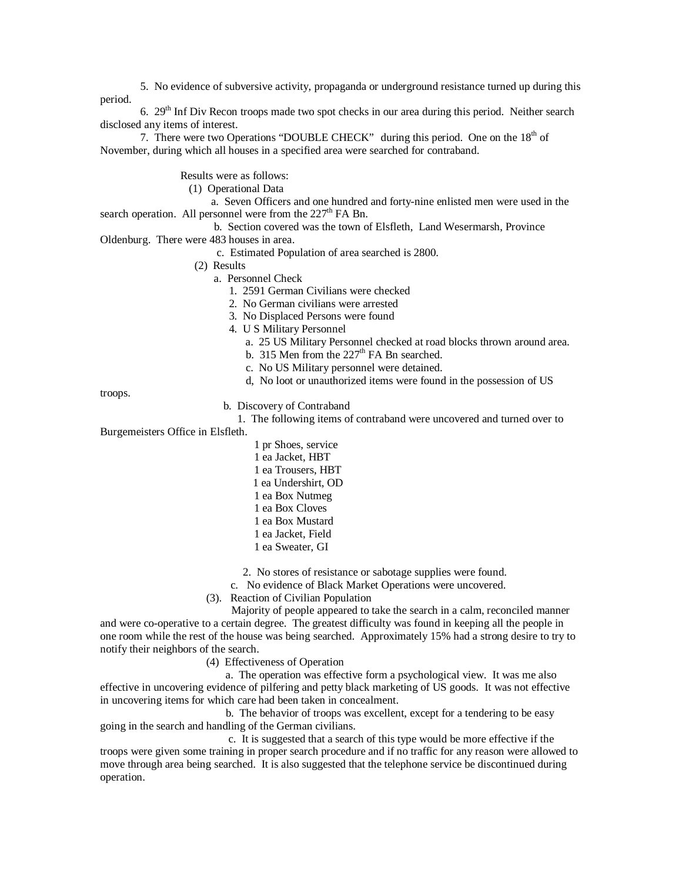5. No evidence of subversive activity, propaganda or underground resistance turned up during this period.

6. 29th Inf Div Recon troops made two spot checks in our area during this period. Neither search disclosed any items of interest.

7. There were two Operations "DOUBLE CHECK" during this period. One on the 18th of November, during which all houses in a specified area were searched for contraband.

Results were as follows:

(1) Operational Data

a. Seven Officers and one hundred and forty-nine enlisted men were used in the search operation. All personnel were from the 227th FA Bn.

b. Section covered was the town of Elsfleth, Land Wesermarsh, Province Oldenburg. There were 483 houses in area.

c. Estimated Population of area searched is 2800.

(2) Results

a. Personnel Check

1. 2591 German Civilians were checked
2. No German civilians were arrested
3. No Displaced Persons were found
4. U S Military Personnel

a. 25 US Military Personnel checked at road blocks thrown around area.
b. 315 Men from the 227th FA Bn searched.
c. No US Military personnel were detained.
d, No loot or unauthorized items were found in the possession of US troops.

b. Discovery of Contraband

1. The following items of contraband were uncovered and turned over to Burgemeisters Office in Elsfleth.

1 pr Shoes, service
1 ea Jacket, HBT
1 ea Trousers, HBT
1 ea Undershirt, OD
1 ea Box Nutmeg
1 ea Box Cloves
1 ea Box Mustard
1 ea Jacket, Field
1 ea Sweater, GI

2. No stores of resistance or sabotage supplies were found.

c. No evidence of Black Market Operations were uncovered.

(3). Reaction of Civilian Population

Majority of people appeared to take the search in a calm, reconciled manner and were co-operative to a certain degree. The greatest difficulty was found in keeping all the people in one room while the rest of the house was being searched. Approximately 15% had a strong desire to try to notify their neighbors of the search.

(4) Effectiveness of Operation

a. The operation was effective form a psychological view. It was me also effective in uncovering evidence of pilfering and petty black marketing of US goods. It was not effective in uncovering items for which care had been taken in concealment.

b. The behavior of troops was excellent, except for a tendering to be easy going in the search and handling of the German civilians.

c. It is suggested that a search of this type would be more effective if the troops were given some training in proper search procedure and if no traffic for any reason were allowed to move through area being searched. It is also suggested that the telephone service be discontinued during operation.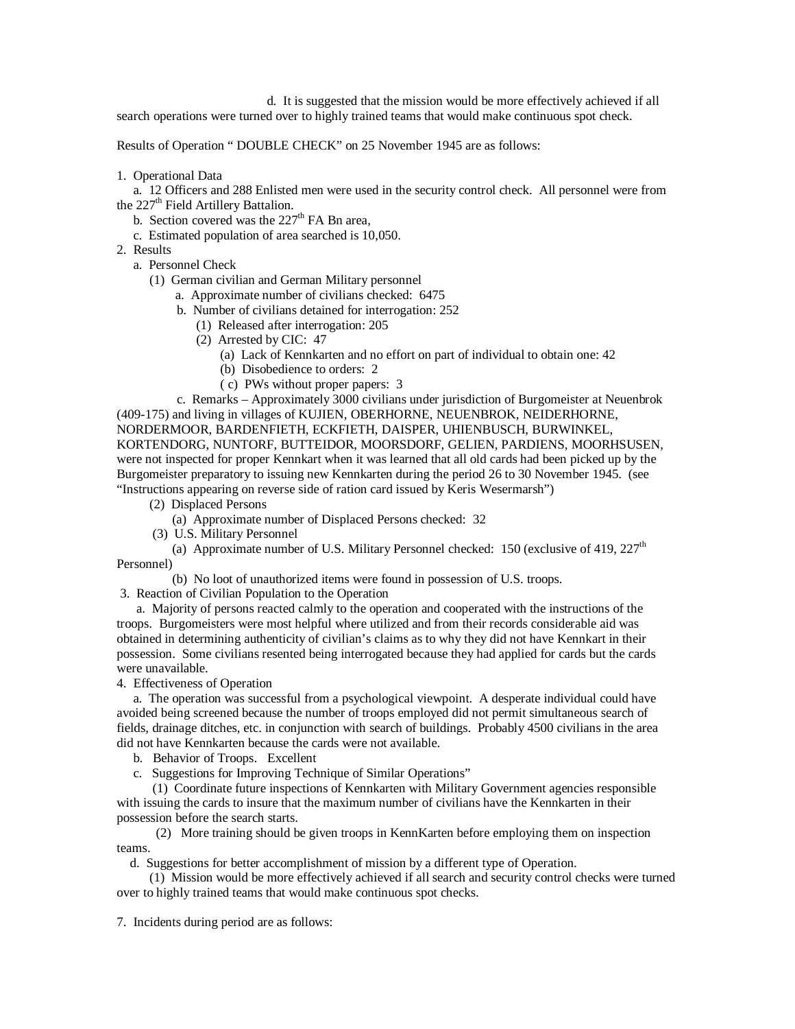d. It is suggested that the mission would be more effectively achieved if all search operations were turned over to highly trained teams that would make continuous spot check.

Results of Operation " DOUBLE CHECK" on 25 November 1945 are as follows:

1. Operational Data
   a. 12 Officers and 288 Enlisted men were used in the security control check. All personnel were from the 227th Field Artillery Battalion.
   b. Section covered was the 227th FA Bn area,
   c. Estimated population of area searched is 10,050.
2. Results
   a. Personnel Check
      (1) German civilian and German Military personnel
         a. Approximate number of civilians checked: 6475
         b. Number of civilians detained for interrogation: 252
            (1) Released after interrogation: 205
            (2) Arrested by CIC: 47
               (a) Lack of Kennkarten and no effort on part of individual to obtain one: 42
               (b) Disobedience to orders: 2
               ( c) PWs without proper papers: 3
         c. Remarks – Approximately 3000 civilians under jurisdiction of Burgomeister at Neuenbrok (409-175) and living in villages of KUJIEN, OBERHORNE, NEUENBROK, NEIDERHORNE, NORDERMOOR, BARDENFIETH, ECKFIETH, DAISPER, UHIENBUSCH, BURWINKEL, KORTENDORG, NUNTORF, BUTTEIDOR, MOORSDORF, GELIEN, PARDIENS, MOORHSUSEN, were not inspected for proper Kennkart when it was learned that all old cards had been picked up by the Burgomeister preparatory to issuing new Kennkarten during the period 26 to 30 November 1945. (see "Instructions appearing on reverse side of ration card issued by Keris Wesermarsh")
      (2) Displaced Persons
         (a) Approximate number of Displaced Persons checked: 32
      (3) U.S. Military Personnel
         (a) Approximate number of U.S. Military Personnel checked: 150 (exclusive of 419, 227th Personnel)
         (b) No loot of unauthorized items were found in possession of U.S. troops.
3. Reaction of Civilian Population to the Operation
   a. Majority of persons reacted calmly to the operation and cooperated with the instructions of the troops. Burgomeisters were most helpful where utilized and from their records considerable aid was obtained in determining authenticity of civilian's claims as to why they did not have Kennkart in their possession. Some civilians resented being interrogated because they had applied for cards but the cards were unavailable.
4. Effectiveness of Operation
   a. The operation was successful from a psychological viewpoint. A desperate individual could have avoided being screened because the number of troops employed did not permit simultaneous search of fields, drainage ditches, etc. in conjunction with search of buildings. Probably 4500 civilians in the area did not have Kennkarten because the cards were not available.
   b. Behavior of Troops. Excellent
   c. Suggestions for Improving Technique of Similar Operations"
      (1) Coordinate future inspections of Kennkarten with Military Government agencies responsible with issuing the cards to insure that the maximum number of civilians have the Kennkarten in their possession before the search starts.
      (2) More training should be given troops in KennKarten before employing them on inspection teams.
   d. Suggestions for better accomplishment of mission by a different type of Operation.
      (1) Mission would be more effectively achieved if all search and security control checks were turned over to highly trained teams that would make continuous spot checks.

7. Incidents during period are as follows: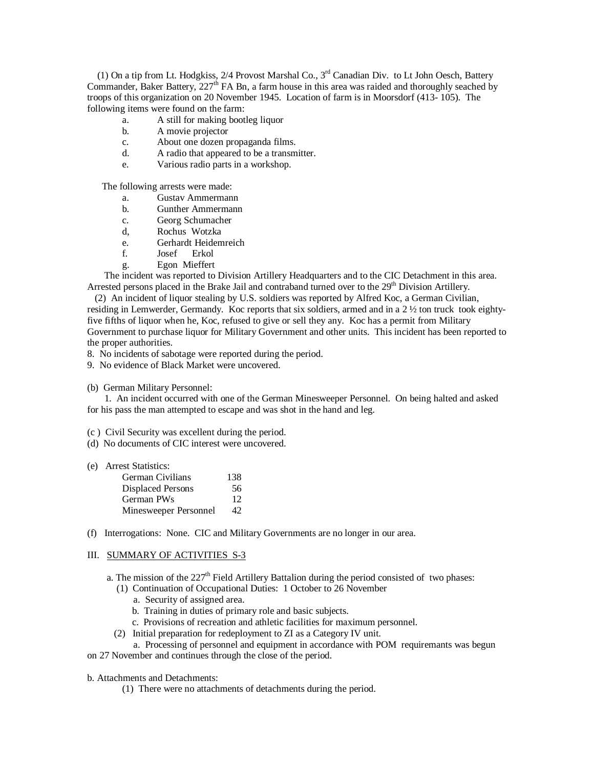(1) On a tip from Lt. Hodgkiss, 2/4 Provost Marshal Co., 3rd Canadian Div. to Lt John Oesch, Battery Commander, Baker Battery, 227th FA Bn, a farm house in this area was raided and thoroughly seached by troops of this organization on 20 November 1945. Location of farm is in Moorsdorf (413- 105). The following items were found on the farm:

- a. A still for making bootleg liquor
- b. A movie projector
- c. About one dozen propaganda films.
- d. A radio that appeared to be a transmitter.
- e. Various radio parts in a workshop.

The following arrests were made:

- a. Gustav Ammermann
- b. Gunther Ammermann
- c. Georg Schumacher
- d, Rochus Wotzka
- e. Gerhardt Heidemreich
- f. Josef Erkol
- g. Egon Mieffert

The incident was reported to Division Artillery Headquarters and to the CIC Detachment in this area. Arrested persons placed in the Brake Jail and contraband turned over to the 29th Division Artillery.

(2) An incident of liquor stealing by U.S. soldiers was reported by Alfred Koc, a German Civilian, residing in Lemwerder, Germandy. Koc reports that six soldiers, armed and in a 2 ½ ton truck took eighty-five fifths of liquor when he, Koc, refused to give or sell they any. Koc has a permit from Military Government to purchase liquor for Military Government and other units. This incident has been reported to the proper authorities.

8. No incidents of sabotage were reported during the period.
9. No evidence of Black Market were uncovered.

(b) German Military Personnel:

1. An incident occurred with one of the German Minesweeper Personnel. On being halted and asked for his pass the man attempted to escape and was shot in the hand and leg.

(c ) Civil Security was excellent during the period.

(d) No documents of CIC interest were uncovered.

(e) Arrest Statistics:

| | |
|---|---|
| German Civilians | 138 |
| Displaced Persons | 56 |
| German PWs | 12 |
| Minesweeper Personnel | 42 |

(f) Interrogations: None. CIC and Military Governments are no longer in our area.

III. SUMMARY OF ACTIVITIES S-3

a. The mission of the 227th Field Artillery Battalion during the period consisted of two phases:

(1) Continuation of Occupational Duties: 1 October to 26 November

- a. Security of assigned area.
- b. Training in duties of primary role and basic subjects.
- c. Provisions of recreation and athletic facilities for maximum personnel.

(2) Initial preparation for redeployment to ZI as a Category IV unit.

a. Processing of personnel and equipment in accordance with POM requiremants was begun on 27 November and continues through the close of the period.

b. Attachments and Detachments:

(1) There were no attachments of detachments during the period.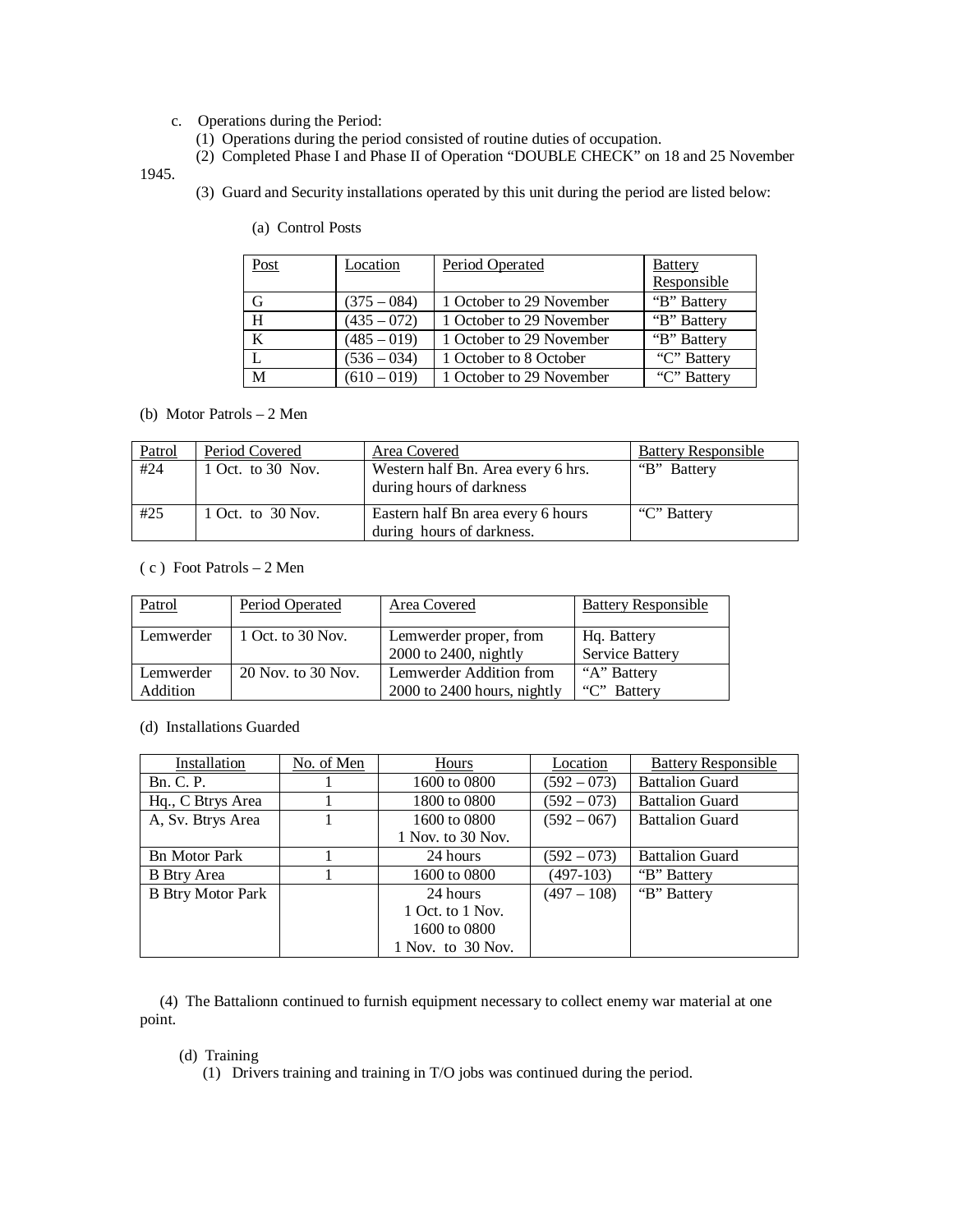c. Operations during the Period:

(1) Operations during the period consisted of routine duties of occupation.

(2) Completed Phase I and Phase II of Operation "DOUBLE CHECK" on 18 and 25 November 1945.

(3) Guard and Security installations operated by this unit during the period are listed below:

(a) Control Posts

| Post | Location | Period Operated | Battery Responsible |
|---|---|---|---|
| G | (375 – 084) | 1 October to 29 November | "B" Battery |
| H | (435 – 072) | 1 October to 29 November | "B" Battery |
| K | (485 – 019) | 1 October to 29 November | "B" Battery |
| L | (536 – 034) | 1 October to 8 October | "C" Battery |
| M | (610 – 019) | 1 October to 29 November | "C" Battery |

(b) Motor Patrols – 2 Men

| Patrol | Period Covered | Area Covered | Battery Responsible |
|---|---|---|---|
| #24 | 1 Oct. to 30 Nov. | Western half Bn. Area every 6 hrs. during hours of darkness | "B" Battery |
| #25 | 1 Oct. to 30 Nov. | Eastern half Bn area every 6 hours during hours of darkness. | "C" Battery |

( c ) Foot Patrols – 2 Men

| Patrol | Period Operated | Area Covered | Battery Responsible |
|---|---|---|---|
| Lemwerder | 1 Oct. to 30 Nov. | Lemwerder proper, from 2000 to 2400, nightly | Hq. Battery<br>Service Battery |
| Lemwerder Addition | 20 Nov. to 30 Nov. | Lemwerder Addition from 2000 to 2400 hours, nightly | "A" Battery<br>"C" Battery |

(d) Installations Guarded

| Installation | No. of Men | Hours | Location | Battery Responsible |
|---|---|---|---|---|
| Bn. C. P. | 1 | 1600 to 0800 | (592 – 073) | Battalion Guard |
| Hq., C Btrys Area | 1 | 1800 to 0800 | (592 – 073) | Battalion Guard |
| A, Sv. Btrys Area | 1 | 1600 to 0800<br>1 Nov. to 30 Nov. | (592 – 067) | Battalion Guard |
| Bn Motor Park | 1 | 24 hours | (592 – 073) | Battalion Guard |
| B Btry Area | 1 | 1600 to 0800 | (497-103) | "B" Battery |
| B Btry Motor Park | | 24 hours<br>1 Oct. to 1 Nov.<br>1600 to 0800<br>1 Nov. to 30 Nov. | (497 – 108) | "B" Battery |

(4) The Battalionn continued to furnish equipment necessary to collect enemy war material at one point.

(d) Training

(1) Drivers training and training in T/O jobs was continued during the period.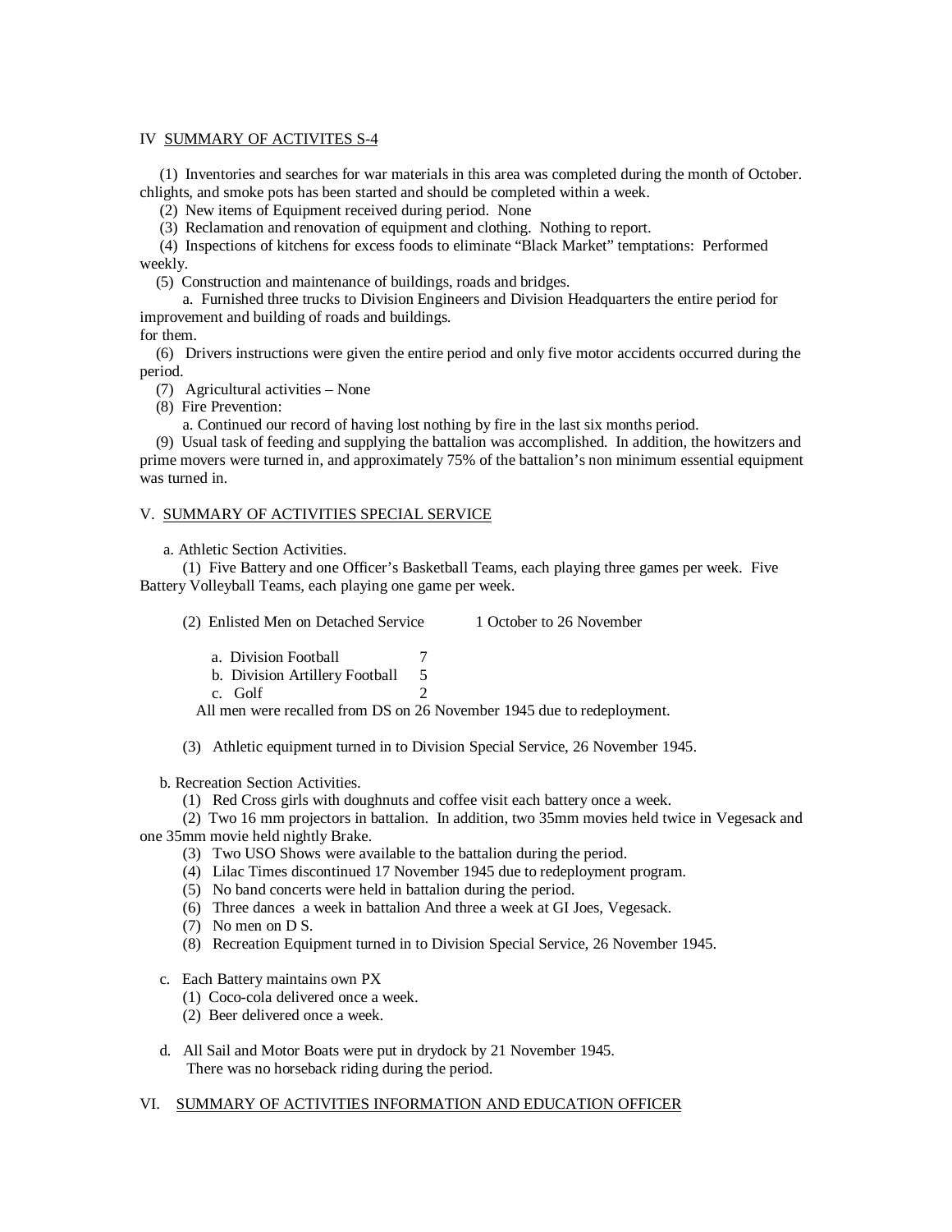IV SUMMARY OF ACTIVITES S-4

(1) Inventories and searches for war materials in this area was completed during the month of October. chlights, and smoke pots has been started and should be completed within a week.

(2) New items of Equipment received during period. None

(3) Reclamation and renovation of equipment and clothing. Nothing to report.

(4) Inspections of kitchens for excess foods to eliminate "Black Market" temptations: Performed weekly.

(5) Construction and maintenance of buildings, roads and bridges.

a. Furnished three trucks to Division Engineers and Division Headquarters the entire period for improvement and building of roads and buildings.
for them.

(6) Drivers instructions were given the entire period and only five motor accidents occurred during the period.

(7) Agricultural activities – None

(8) Fire Prevention:

a. Continued our record of having lost nothing by fire in the last six months period.

(9) Usual task of feeding and supplying the battalion was accomplished. In addition, the howitzers and prime movers were turned in, and approximately 75% of the battalion's non minimum essential equipment was turned in.

V. SUMMARY OF ACTIVITIES SPECIAL SERVICE

a. Athletic Section Activities.

(1) Five Battery and one Officer's Basketball Teams, each playing three games per week. Five Battery Volleyball Teams, each playing one game per week.

(2) Enlisted Men on Detached Service 1 October to 26 November

a. Division Football 7
b. Division Artillery Football 5
c. Golf 2

All men were recalled from DS on 26 November 1945 due to redeployment.

(3) Athletic equipment turned in to Division Special Service, 26 November 1945.

b. Recreation Section Activities.

(1) Red Cross girls with doughnuts and coffee visit each battery once a week.

(2) Two 16 mm projectors in battalion. In addition, two 35mm movies held twice in Vegesack and one 35mm movie held nightly Brake.

(3) Two USO Shows were available to the battalion during the period.

(4) Lilac Times discontinued 17 November 1945 due to redeployment program.

(5) No band concerts were held in battalion during the period.

(6) Three dances a week in battalion And three a week at GI Joes, Vegesack.

(7) No men on D S.

(8) Recreation Equipment turned in to Division Special Service, 26 November 1945.

c. Each Battery maintains own PX

(1) Coco-cola delivered once a week.

(2) Beer delivered once a week.

d. All Sail and Motor Boats were put in drydock by 21 November 1945.
There was no horseback riding during the period.

VI. SUMMARY OF ACTIVITIES INFORMATION AND EDUCATION OFFICER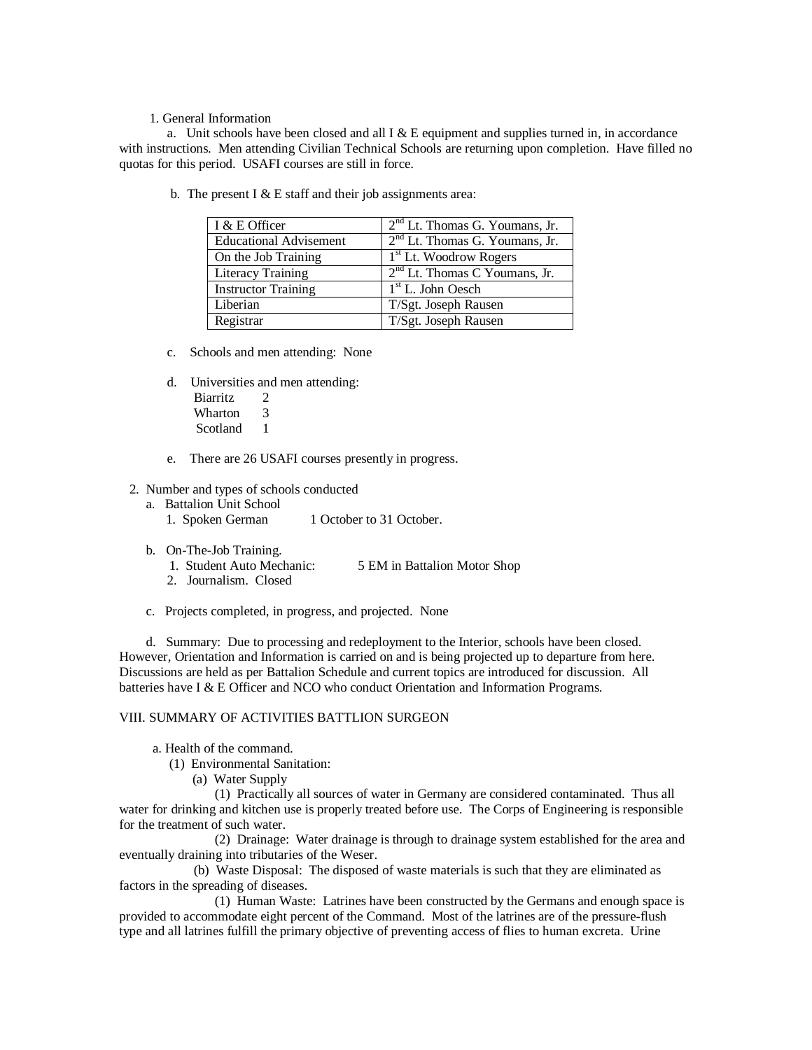1. General Information

a. Unit schools have been closed and all I & E equipment and supplies turned in, in accordance with instructions. Men attending Civilian Technical Schools are returning upon completion. Have filled no quotas for this period. USAFI courses are still in force.

b. The present I & E staff and their job assignments area:

| | |
|---|---|
| I & E Officer | 2nd Lt. Thomas G. Youmans, Jr. |
| Educational Advisement | 2nd Lt. Thomas G. Youmans, Jr. |
| On the Job Training | 1st Lt. Woodrow Rogers |
| Literacy Training | 2nd Lt. Thomas C Youmans, Jr. |
| Instructor Training | 1st L. John Oesch |
| Liberian | T/Sgt. Joseph Rausen |
| Registrar | T/Sgt. Joseph Rausen |

c. Schools and men attending: None

d. Universities and men attending:
Biarritz 2
Wharton 3
Scotland 1

e. There are 26 USAFI courses presently in progress.

2. Number and types of schools conducted

a. Battalion Unit School
   1. Spoken German 1 October to 31 October.

b. On-The-Job Training.
   1. Student Auto Mechanic: 5 EM in Battalion Motor Shop
   2. Journalism. Closed

c. Projects completed, in progress, and projected. None

d. Summary: Due to processing and redeployment to the Interior, schools have been closed. However, Orientation and Information is carried on and is being projected up to departure from here. Discussions are held as per Battalion Schedule and current topics are introduced for discussion. All batteries have I & E Officer and NCO who conduct Orientation and Information Programs.

VIII. SUMMARY OF ACTIVITIES BATTLION SURGEON

a. Health of the command.

(1) Environmental Sanitation:

(a) Water Supply

(1) Practically all sources of water in Germany are considered contaminated. Thus all water for drinking and kitchen use is properly treated before use. The Corps of Engineering is responsible for the treatment of such water.

(2) Drainage: Water drainage is through to drainage system established for the area and eventually draining into tributaries of the Weser.

(b) Waste Disposal: The disposed of waste materials is such that they are eliminated as factors in the spreading of diseases.

(1) Human Waste: Latrines have been constructed by the Germans and enough space is provided to accommodate eight percent of the Command. Most of the latrines are of the pressure-flush type and all latrines fulfill the primary objective of preventing access of flies to human excreta. Urine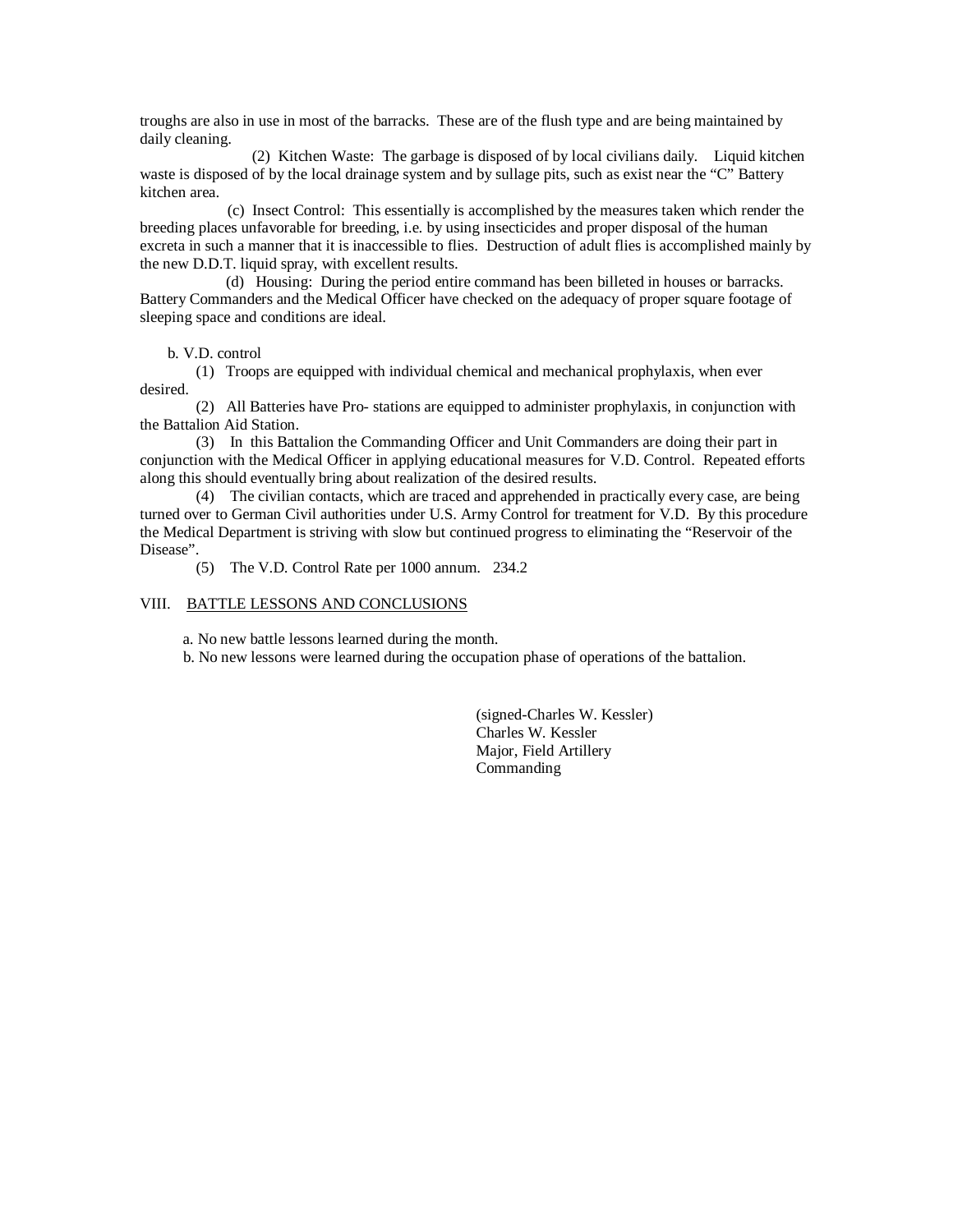troughs are also in use in most of the barracks. These are of the flush type and are being maintained by daily cleaning.

(2) Kitchen Waste: The garbage is disposed of by local civilians daily. Liquid kitchen waste is disposed of by the local drainage system and by sullage pits, such as exist near the "C" Battery kitchen area.

(c) Insect Control: This essentially is accomplished by the measures taken which render the breeding places unfavorable for breeding, i.e. by using insecticides and proper disposal of the human excreta in such a manner that it is inaccessible to flies. Destruction of adult flies is accomplished mainly by the new D.D.T. liquid spray, with excellent results.

(d) Housing: During the period entire command has been billeted in houses or barracks. Battery Commanders and the Medical Officer have checked on the adequacy of proper square footage of sleeping space and conditions are ideal.

b. V.D. control

(1) Troops are equipped with individual chemical and mechanical prophylaxis, when ever desired.

(2) All Batteries have Pro- stations are equipped to administer prophylaxis, in conjunction with the Battalion Aid Station.

(3) In this Battalion the Commanding Officer and Unit Commanders are doing their part in conjunction with the Medical Officer in applying educational measures for V.D. Control. Repeated efforts along this should eventually bring about realization of the desired results.

(4) The civilian contacts, which are traced and apprehended in practically every case, are being turned over to German Civil authorities under U.S. Army Control for treatment for V.D. By this procedure the Medical Department is striving with slow but continued progress to eliminating the "Reservoir of the Disease".

(5) The V.D. Control Rate per 1000 annum. 234.2

VIII. BATTLE LESSONS AND CONCLUSIONS

a. No new battle lessons learned during the month.

b. No new lessons were learned during the occupation phase of operations of the battalion.

(signed-Charles W. Kessler)
Charles W. Kessler
Major, Field Artillery
Commanding